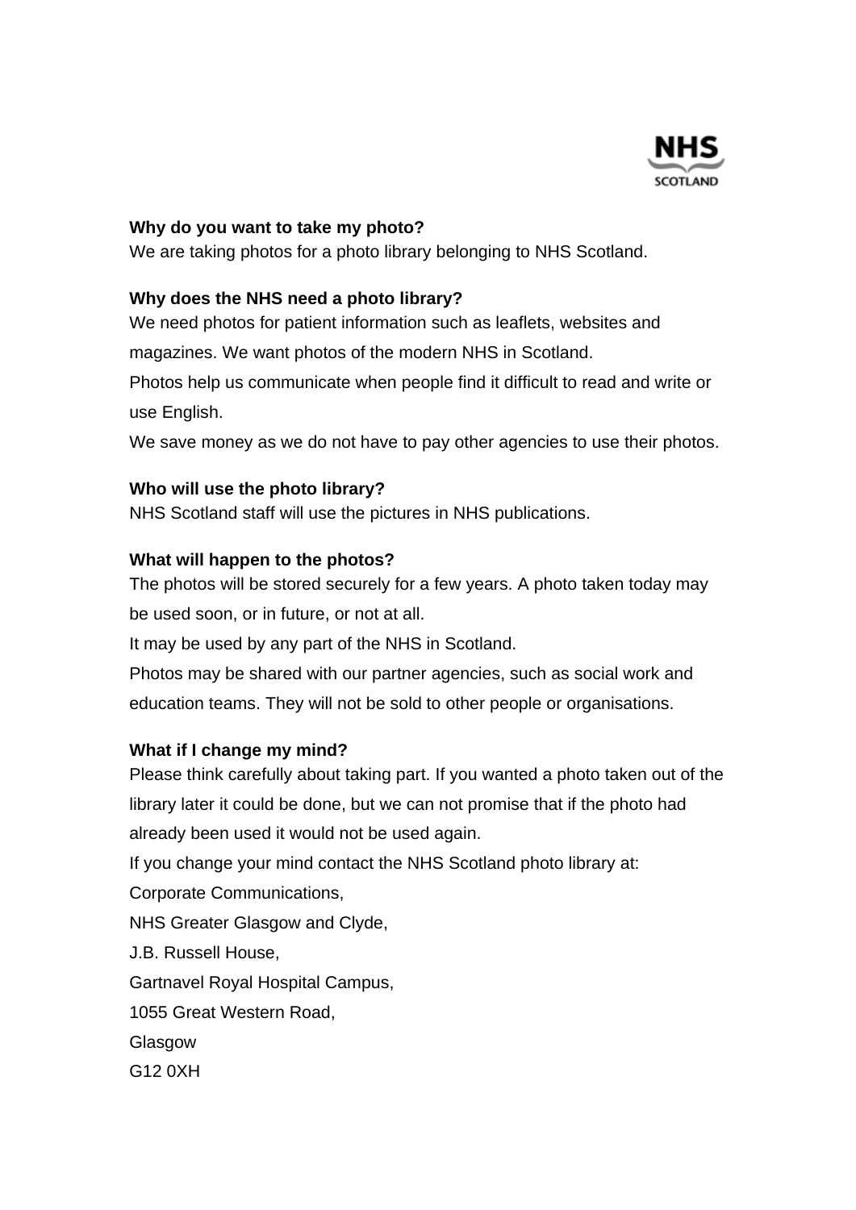NHS SCOTLAND

**Why do you want to take my photo?**

We are taking photos for a photo library belonging to NHS Scotland.

**Why does the NHS need a photo library?**

We need photos for patient information such as leaflets, websites and magazines. We want photos of the modern NHS in Scotland.

Photos help us communicate when people find it difficult to read and write or use English.

We save money as we do not have to pay other agencies to use their photos.

**Who will use the photo library?**

NHS Scotland staff will use the pictures in NHS publications.

**What will happen to the photos?**

The photos will be stored securely for a few years. A photo taken today may be used soon, or in future, or not at all.

It may be used by any part of the NHS in Scotland.

Photos may be shared with our partner agencies, such as social work and education teams. They will not be sold to other people or organisations.

**What if I change my mind?**

Please think carefully about taking part. If you wanted a photo taken out of the library later it could be done, but we can not promise that if the photo had already been used it would not be used again.

If you change your mind contact the NHS Scotland photo library at:

Corporate Communications,  
NHS Greater Glasgow and Clyde,  
J.B. Russell House,  
Gartnavel Royal Hospital Campus,  
1055 Great Western Road,  
Glasgow  
G12 0XH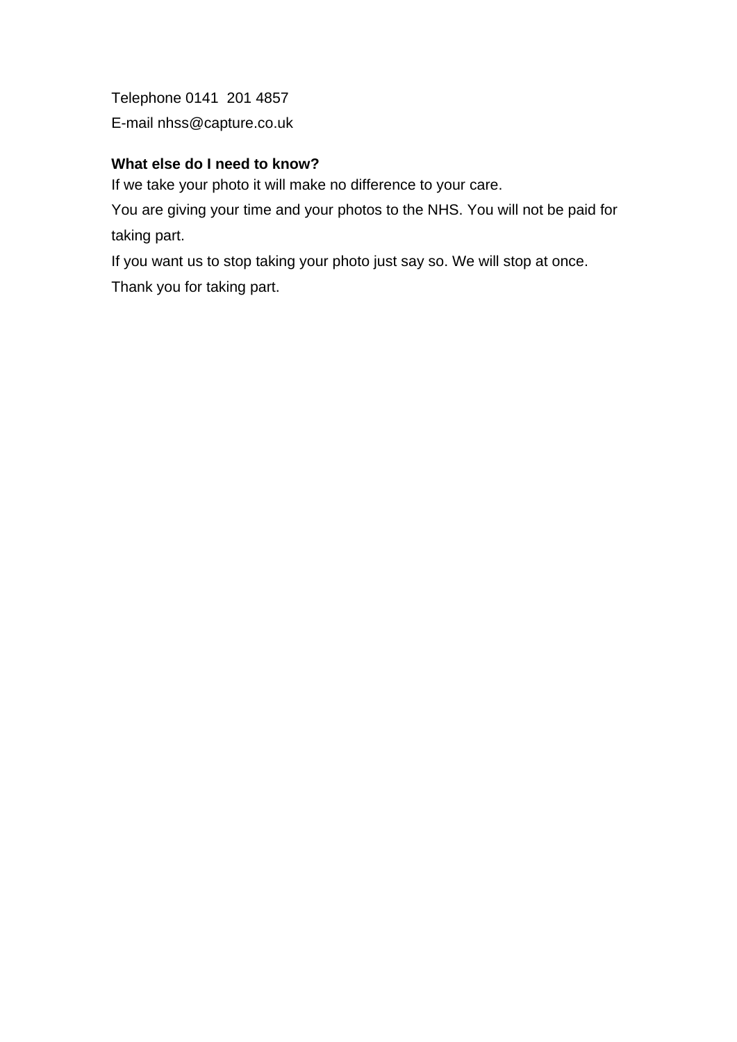Telephone 0141  201 4857

E-mail nhss@capture.co.uk

**What else do I need to know?**

If we take your photo it will make no difference to your care.

You are giving your time and your photos to the NHS. You will not be paid for taking part.

If you want us to stop taking your photo just say so. We will stop at once.

Thank you for taking part.